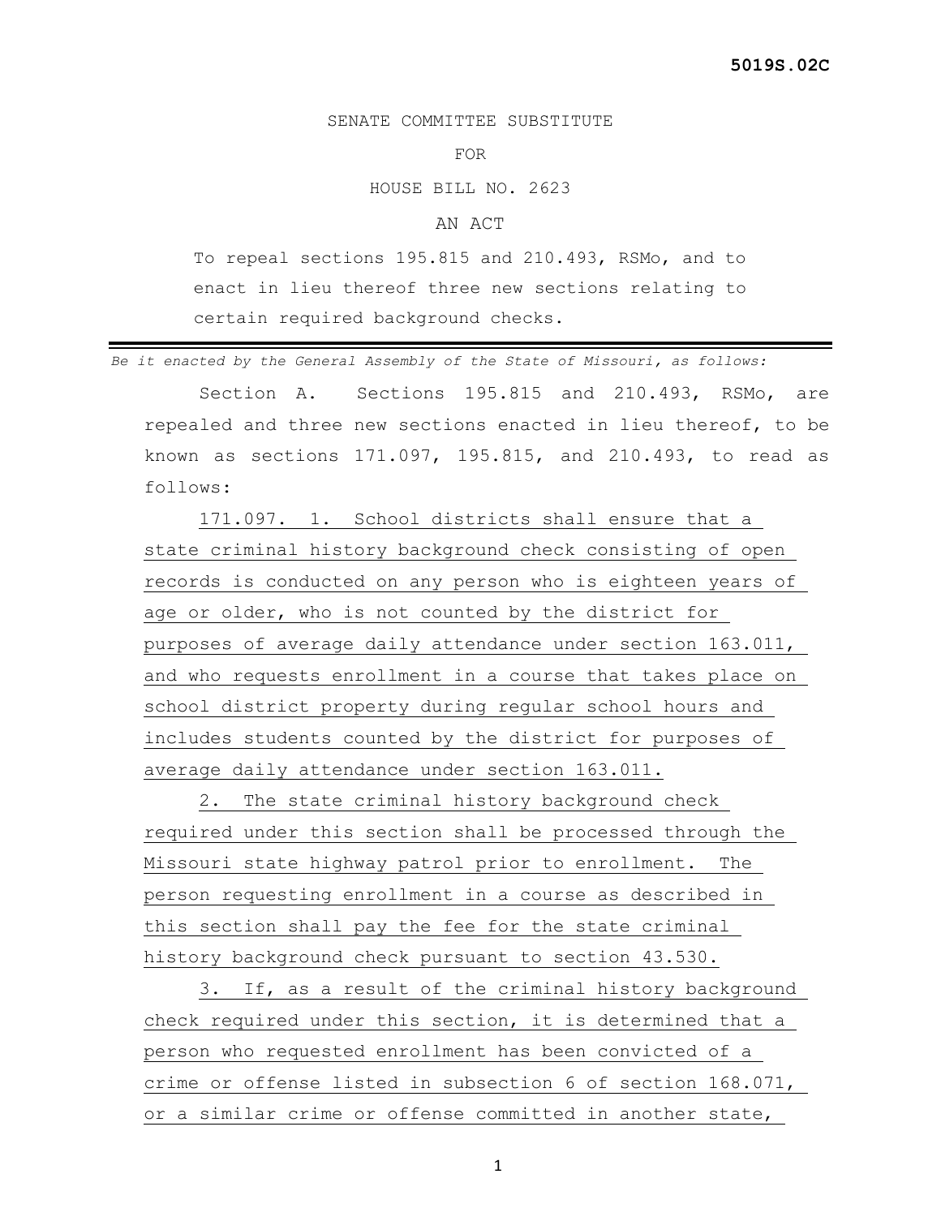SENATE COMMITTEE SUBSTITUTE

FOR

HOUSE BILL NO. 2623

AN ACT

To repeal sections 195.815 and 210.493, RSMo, and to enact in lieu thereof three new sections relating to certain required background checks.

---

*Be it enacted by the General Assembly of the State of Missouri, as follows:*

Section A. Sections 195.815 and 210.493, RSMo, are repealed and three new sections enacted in lieu thereof, to be known as sections 171.097, 195.815, and 210.493, to read as follows:

171.097. 1. School districts shall ensure that a state criminal history background check consisting of open records is conducted on any person who is eighteen years of age or older, who is not counted by the district for purposes of average daily attendance under section 163.011, and who requests enrollment in a course that takes place on school district property during regular school hours and includes students counted by the district for purposes of average daily attendance under section 163.011.

2. The state criminal history background check required under this section shall be processed through the Missouri state highway patrol prior to enrollment. The person requesting enrollment in a course as described in this section shall pay the fee for the state criminal history background check pursuant to section 43.530.

3. If, as a result of the criminal history background check required under this section, it is determined that a person who requested enrollment has been convicted of a crime or offense listed in subsection 6 of section 168.071, or a similar crime or offense committed in another state,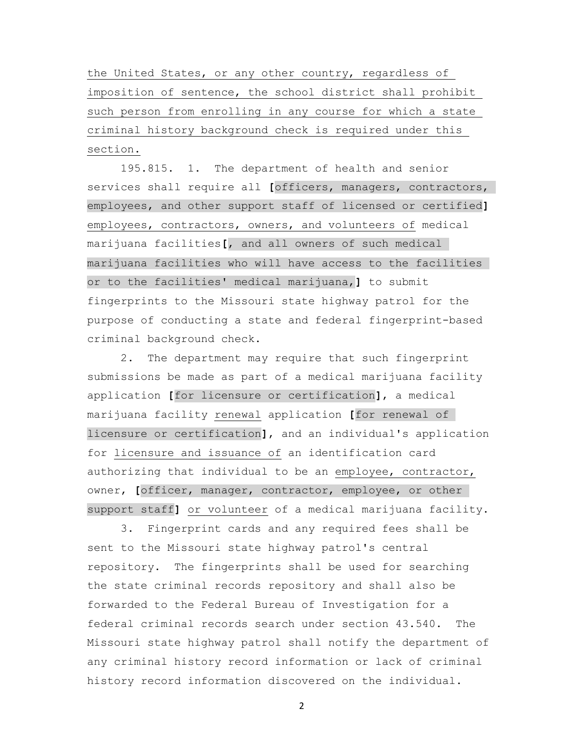the United States, or any other country, regardless of imposition of sentence, the school district shall prohibit such person from enrolling in any course for which a state criminal history background check is required under this section.

195.815. 1. The department of health and senior services shall require all **[**officers, managers, contractors, employees, and other support staff of licensed or certified**]** employees, contractors, owners, and volunteers of medical marijuana facilities**[**, and all owners of such medical marijuana facilities who will have access to the facilities or to the facilities' medical marijuana,**]** to submit fingerprints to the Missouri state highway patrol for the purpose of conducting a state and federal fingerprint-based criminal background check.

2. The department may require that such fingerprint submissions be made as part of a medical marijuana facility application **[**for licensure or certification**]**, a medical marijuana facility renewal application **[**for renewal of licensure or certification**]**, and an individual's application for licensure and issuance of an identification card authorizing that individual to be an employee, contractor, owner, **[**officer, manager, contractor, employee, or other support staff**]** or volunteer of a medical marijuana facility.

3. Fingerprint cards and any required fees shall be sent to the Missouri state highway patrol's central repository. The fingerprints shall be used for searching the state criminal records repository and shall also be forwarded to the Federal Bureau of Investigation for a federal criminal records search under section 43.540. The Missouri state highway patrol shall notify the department of any criminal history record information or lack of criminal history record information discovered on the individual.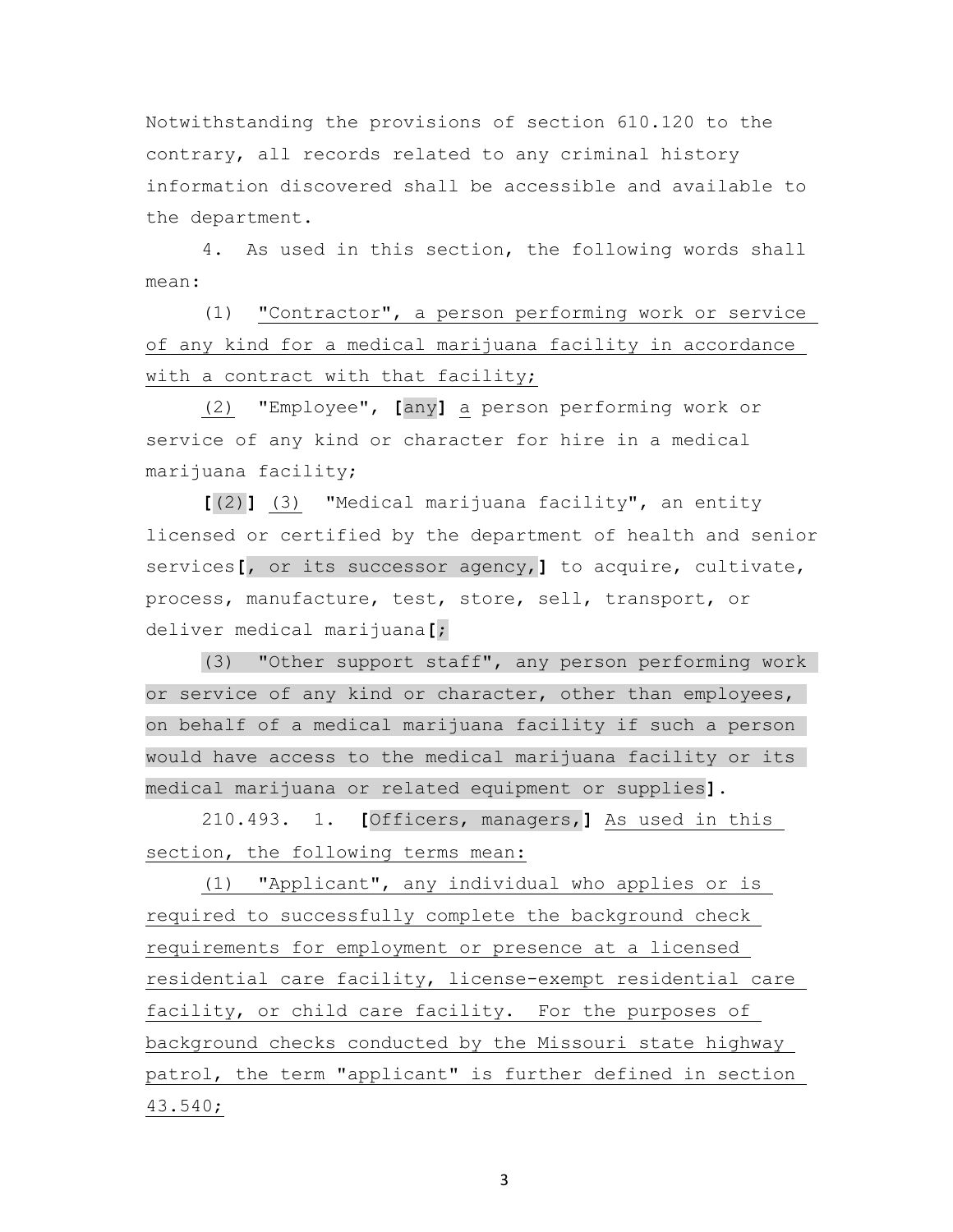Notwithstanding the provisions of section 610.120 to the contrary, all records related to any criminal history information discovered shall be accessible and available to the department.

4. As used in this section, the following words shall mean:

(1) "Contractor", a person performing work or service of any kind for a medical marijuana facility in accordance with a contract with that facility;

(2) "Employee", **[**any**]** a person performing work or service of any kind or character for hire in a medical marijuana facility;

**[**(2)**]** (3) "Medical marijuana facility", an entity licensed or certified by the department of health and senior services**[**, or its successor agency,**]** to acquire, cultivate, process, manufacture, test, store, sell, transport, or deliver medical marijuana**[**;

(3) "Other support staff", any person performing work or service of any kind or character, other than employees, on behalf of a medical marijuana facility if such a person would have access to the medical marijuana facility or its medical marijuana or related equipment or supplies**]**.

210.493. 1. **[**Officers, managers,**]** As used in this section, the following terms mean:

(1) "Applicant", any individual who applies or is required to successfully complete the background check requirements for employment or presence at a licensed residential care facility, license-exempt residential care facility, or child care facility. For the purposes of background checks conducted by the Missouri state highway patrol, the term "applicant" is further defined in section 43.540;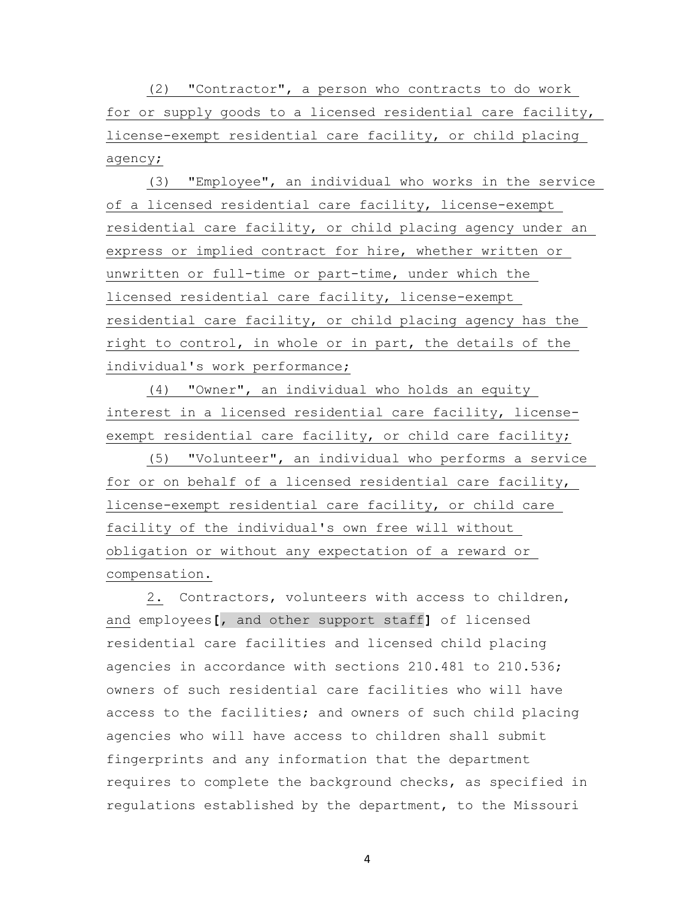(2) "Contractor", a person who contracts to do work for or supply goods to a licensed residential care facility, license-exempt residential care facility, or child placing agency;

(3) "Employee", an individual who works in the service of a licensed residential care facility, license-exempt residential care facility, or child placing agency under an express or implied contract for hire, whether written or unwritten or full-time or part-time, under which the licensed residential care facility, license-exempt residential care facility, or child placing agency has the right to control, in whole or in part, the details of the individual's work performance;

(4) "Owner", an individual who holds an equity interest in a licensed residential care facility, license-exempt residential care facility, or child care facility;

(5) "Volunteer", an individual who performs a service for or on behalf of a licensed residential care facility, license-exempt residential care facility, or child care facility of the individual's own free will without obligation or without any expectation of a reward or compensation.

2. Contractors, volunteers with access to children, and employees [, and other support staff] of licensed residential care facilities and licensed child placing agencies in accordance with sections 210.481 to 210.536; owners of such residential care facilities who will have access to the facilities; and owners of such child placing agencies who will have access to children shall submit fingerprints and any information that the department requires to complete the background checks, as specified in regulations established by the department, to the Missouri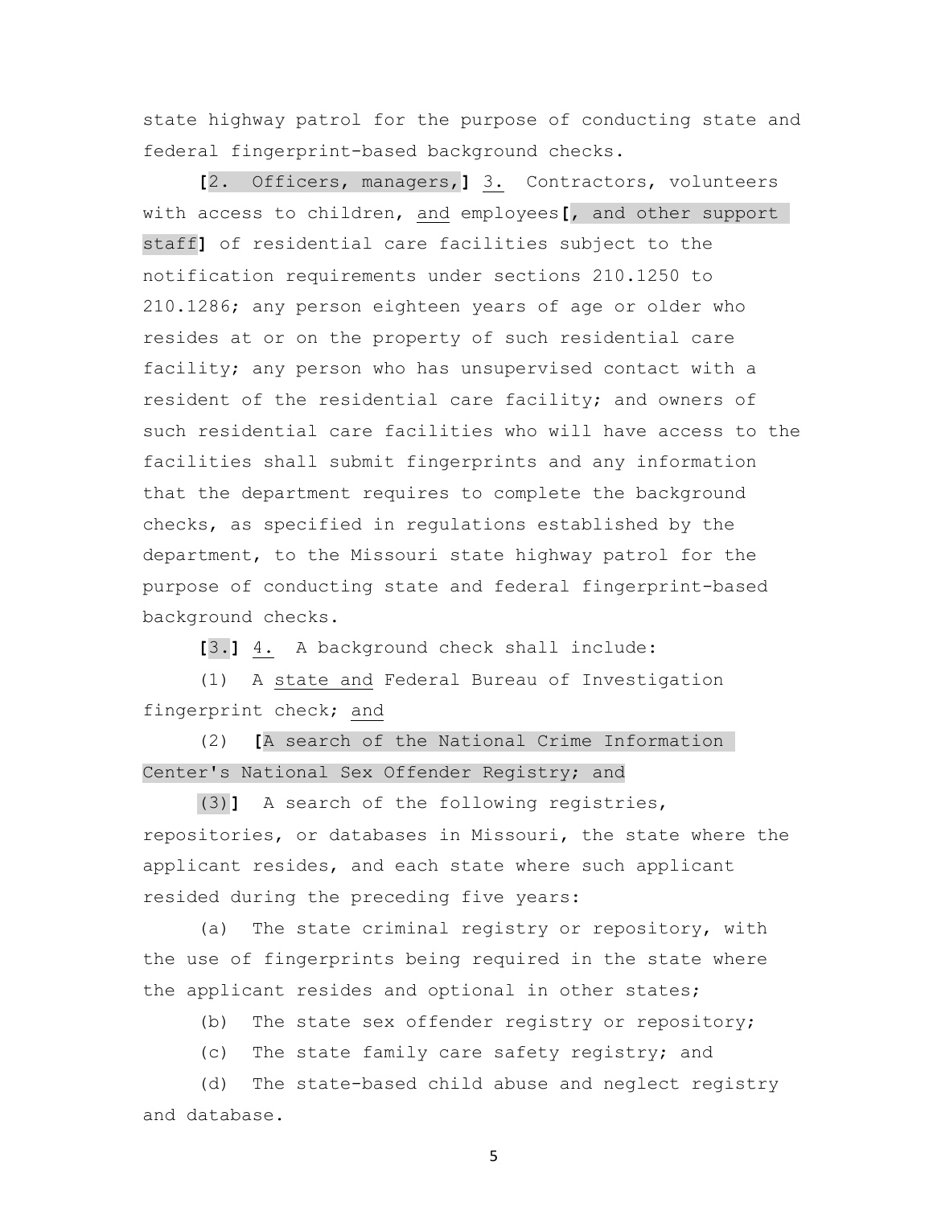state highway patrol for the purpose of conducting state and federal fingerprint-based background checks.

[2. Officers, managers,] 3. Contractors, volunteers with access to children, and employees[, and other support staff] of residential care facilities subject to the notification requirements under sections 210.1250 to 210.1286; any person eighteen years of age or older who resides at or on the property of such residential care facility; any person who has unsupervised contact with a resident of the residential care facility; and owners of such residential care facilities who will have access to the facilities shall submit fingerprints and any information that the department requires to complete the background checks, as specified in regulations established by the department, to the Missouri state highway patrol for the purpose of conducting state and federal fingerprint-based background checks.

[3.] 4. A background check shall include:

(1) A state and Federal Bureau of Investigation fingerprint check; and

(2) [A search of the National Crime Information Center's National Sex Offender Registry; and

(3)] A search of the following registries, repositories, or databases in Missouri, the state where the applicant resides, and each state where such applicant resided during the preceding five years:

(a) The state criminal registry or repository, with the use of fingerprints being required in the state where the applicant resides and optional in other states;

(b) The state sex offender registry or repository;

(c) The state family care safety registry; and

(d) The state-based child abuse and neglect registry and database.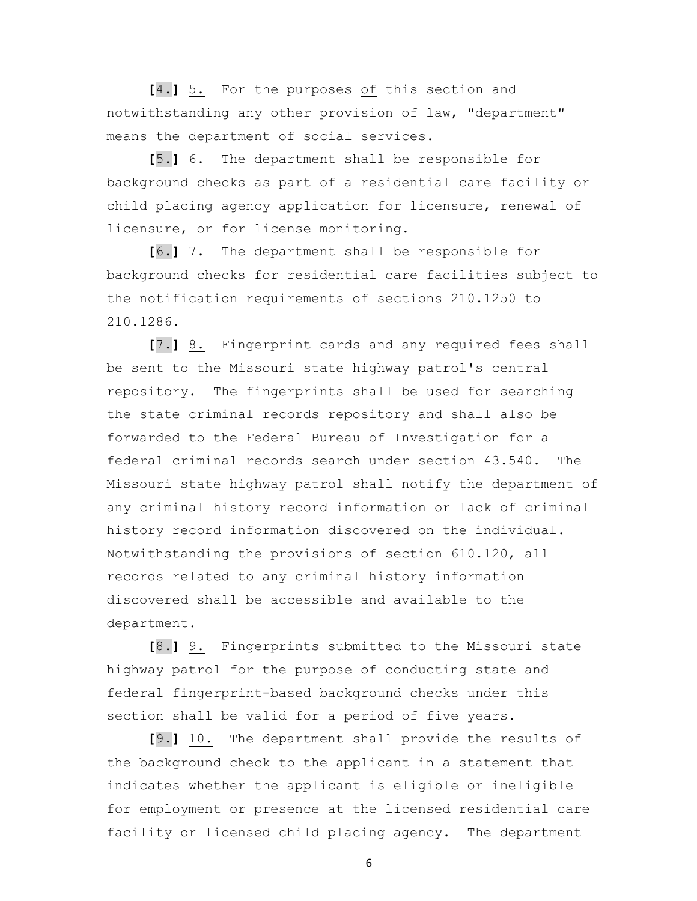**[**4.**]** 5. For the purposes of this section and notwithstanding any other provision of law, "department" means the department of social services.

**[**5.**]** 6. The department shall be responsible for background checks as part of a residential care facility or child placing agency application for licensure, renewal of licensure, or for license monitoring.

**[**6.**]** 7. The department shall be responsible for background checks for residential care facilities subject to the notification requirements of sections 210.1250 to 210.1286.

**[**7.**]** 8. Fingerprint cards and any required fees shall be sent to the Missouri state highway patrol's central repository. The fingerprints shall be used for searching the state criminal records repository and shall also be forwarded to the Federal Bureau of Investigation for a federal criminal records search under section 43.540. The Missouri state highway patrol shall notify the department of any criminal history record information or lack of criminal history record information discovered on the individual. Notwithstanding the provisions of section 610.120, all records related to any criminal history information discovered shall be accessible and available to the department.

**[**8.**]** 9. Fingerprints submitted to the Missouri state highway patrol for the purpose of conducting state and federal fingerprint-based background checks under this section shall be valid for a period of five years.

**[**9.**]** 10. The department shall provide the results of the background check to the applicant in a statement that indicates whether the applicant is eligible or ineligible for employment or presence at the licensed residential care facility or licensed child placing agency. The department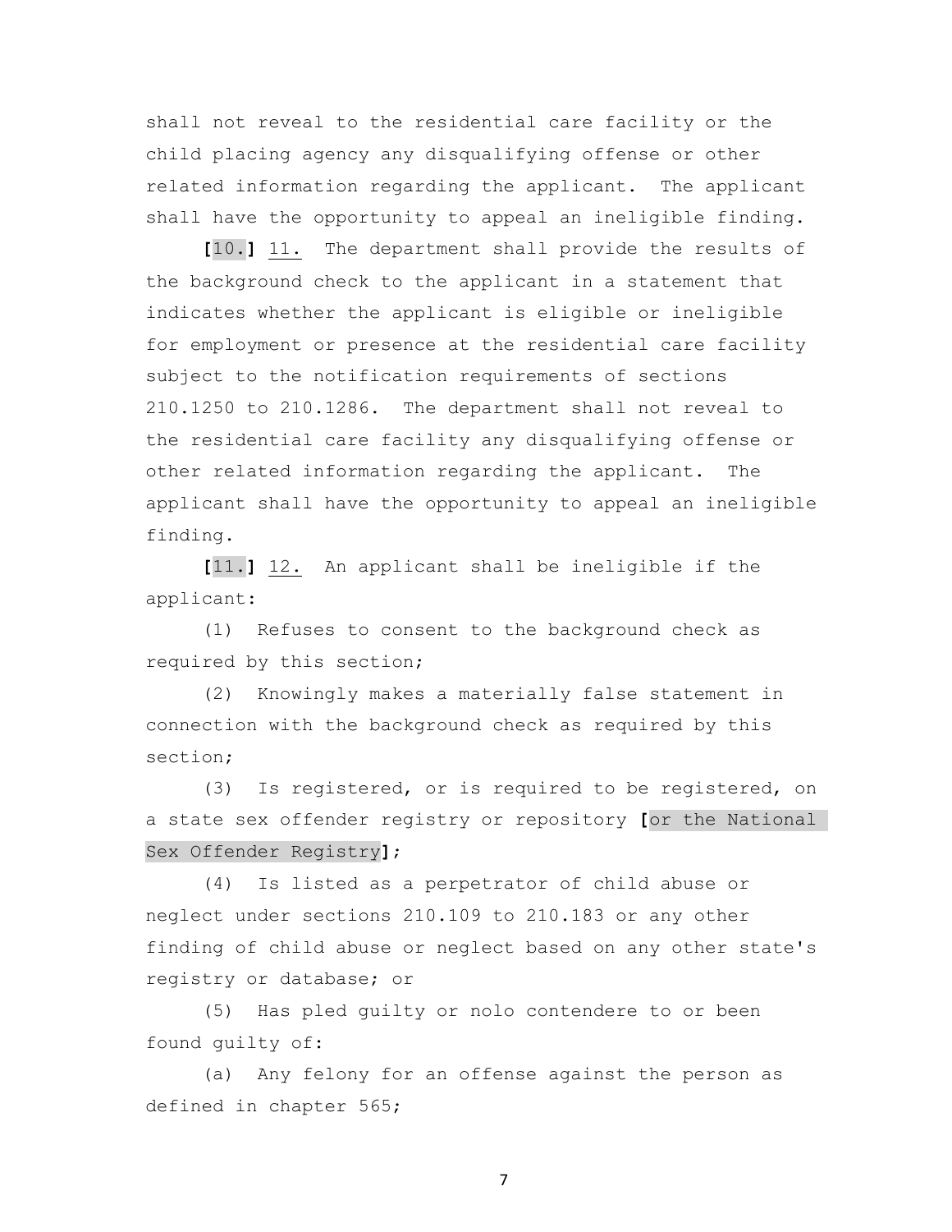shall not reveal to the residential care facility or the child placing agency any disqualifying offense or other related information regarding the applicant. The applicant shall have the opportunity to appeal an ineligible finding.

**[**10.**]** 11. The department shall provide the results of the background check to the applicant in a statement that indicates whether the applicant is eligible or ineligible for employment or presence at the residential care facility subject to the notification requirements of sections 210.1250 to 210.1286. The department shall not reveal to the residential care facility any disqualifying offense or other related information regarding the applicant. The applicant shall have the opportunity to appeal an ineligible finding.

**[**11.**]** 12. An applicant shall be ineligible if the applicant:

(1) Refuses to consent to the background check as required by this section;

(2) Knowingly makes a materially false statement in connection with the background check as required by this section;

(3) Is registered, or is required to be registered, on a state sex offender registry or repository **[**or the National Sex Offender Registry**]**;

(4) Is listed as a perpetrator of child abuse or neglect under sections 210.109 to 210.183 or any other finding of child abuse or neglect based on any other state's registry or database; or

(5) Has pled guilty or nolo contendere to or been found guilty of:

(a) Any felony for an offense against the person as defined in chapter 565;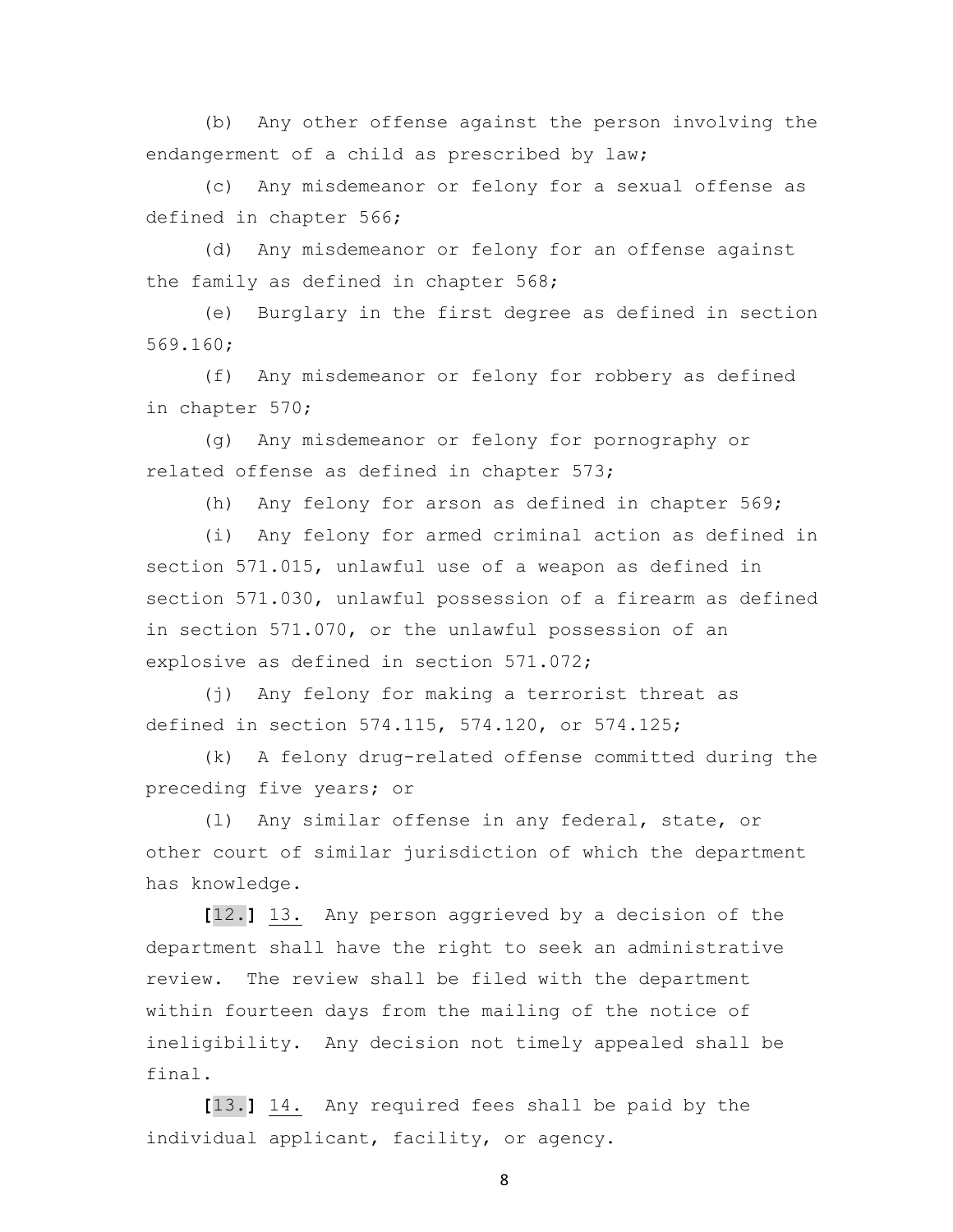(b) Any other offense against the person involving the endangerment of a child as prescribed by law;

(c) Any misdemeanor or felony for a sexual offense as defined in chapter 566;

(d) Any misdemeanor or felony for an offense against the family as defined in chapter 568;

(e) Burglary in the first degree as defined in section 569.160;

(f) Any misdemeanor or felony for robbery as defined in chapter 570;

(g) Any misdemeanor or felony for pornography or related offense as defined in chapter 573;

(h) Any felony for arson as defined in chapter 569;

(i) Any felony for armed criminal action as defined in section 571.015, unlawful use of a weapon as defined in section 571.030, unlawful possession of a firearm as defined in section 571.070, or the unlawful possession of an explosive as defined in section 571.072;

(j) Any felony for making a terrorist threat as defined in section 574.115, 574.120, or 574.125;

(k) A felony drug-related offense committed during the preceding five years; or

(l) Any similar offense in any federal, state, or other court of similar jurisdiction of which the department has knowledge.

**[**12.**]** <u>13.</u> Any person aggrieved by a decision of the department shall have the right to seek an administrative review. The review shall be filed with the department within fourteen days from the mailing of the notice of ineligibility. Any decision not timely appealed shall be final.

**[**13.**]** <u>14.</u> Any required fees shall be paid by the individual applicant, facility, or agency.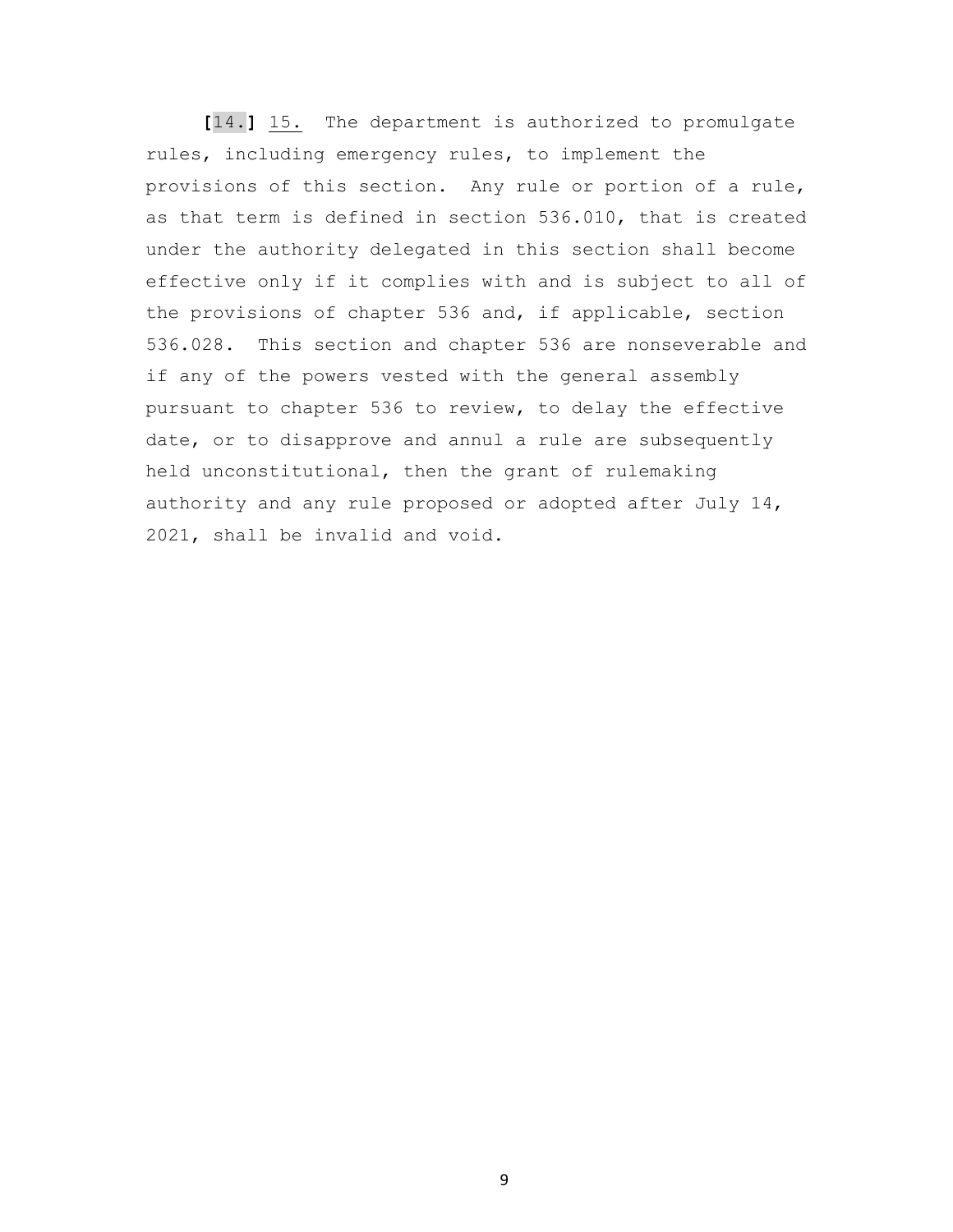[14.] 15. The department is authorized to promulgate rules, including emergency rules, to implement the provisions of this section. Any rule or portion of a rule, as that term is defined in section 536.010, that is created under the authority delegated in this section shall become effective only if it complies with and is subject to all of the provisions of chapter 536 and, if applicable, section 536.028. This section and chapter 536 are nonseverable and if any of the powers vested with the general assembly pursuant to chapter 536 to review, to delay the effective date, or to disapprove and annul a rule are subsequently held unconstitutional, then the grant of rulemaking authority and any rule proposed or adopted after July 14, 2021, shall be invalid and void.